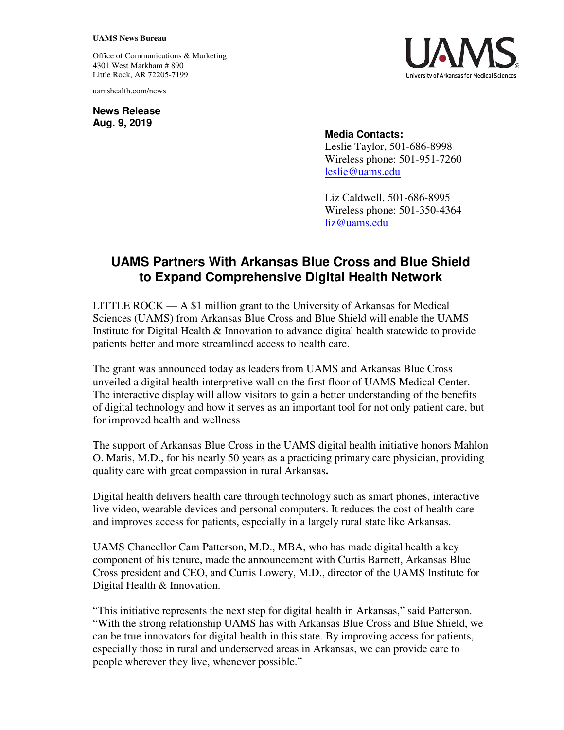**UAMS News Bureau**

Office of Communications & Marketing
4301 West Markham # 890
Little Rock, AR 72205-7199

uamshealth.com/news

**News Release**
**Aug. 9, 2019**

**Media Contacts:**
Leslie Taylor, 501-686-8998
Wireless phone: 501-951-7260
leslie@uams.edu

Liz Caldwell, 501-686-8995
Wireless phone: 501-350-4364
liz@uams.edu

# UAMS Partners With Arkansas Blue Cross and Blue Shield to Expand Comprehensive Digital Health Network

LITTLE ROCK — A $1 million grant to the University of Arkansas for Medical Sciences (UAMS) from Arkansas Blue Cross and Blue Shield will enable the UAMS Institute for Digital Health & Innovation to advance digital health statewide to provide patients better and more streamlined access to health care.

The grant was announced today as leaders from UAMS and Arkansas Blue Cross unveiled a digital health interpretive wall on the first floor of UAMS Medical Center. The interactive display will allow visitors to gain a better understanding of the benefits of digital technology and how it serves as an important tool for not only patient care, but for improved health and wellness

The support of Arkansas Blue Cross in the UAMS digital health initiative honors Mahlon O. Maris, M.D., for his nearly 50 years as a practicing primary care physician, providing quality care with great compassion in rural Arkansas**.**

Digital health delivers health care through technology such as smart phones, interactive live video, wearable devices and personal computers. It reduces the cost of health care and improves access for patients, especially in a largely rural state like Arkansas.

UAMS Chancellor Cam Patterson, M.D., MBA, who has made digital health a key component of his tenure, made the announcement with Curtis Barnett, Arkansas Blue Cross president and CEO, and Curtis Lowery, M.D., director of the UAMS Institute for Digital Health & Innovation.

"This initiative represents the next step for digital health in Arkansas," said Patterson. "With the strong relationship UAMS has with Arkansas Blue Cross and Blue Shield, we can be true innovators for digital health in this state. By improving access for patients, especially those in rural and underserved areas in Arkansas, we can provide care to people wherever they live, whenever possible."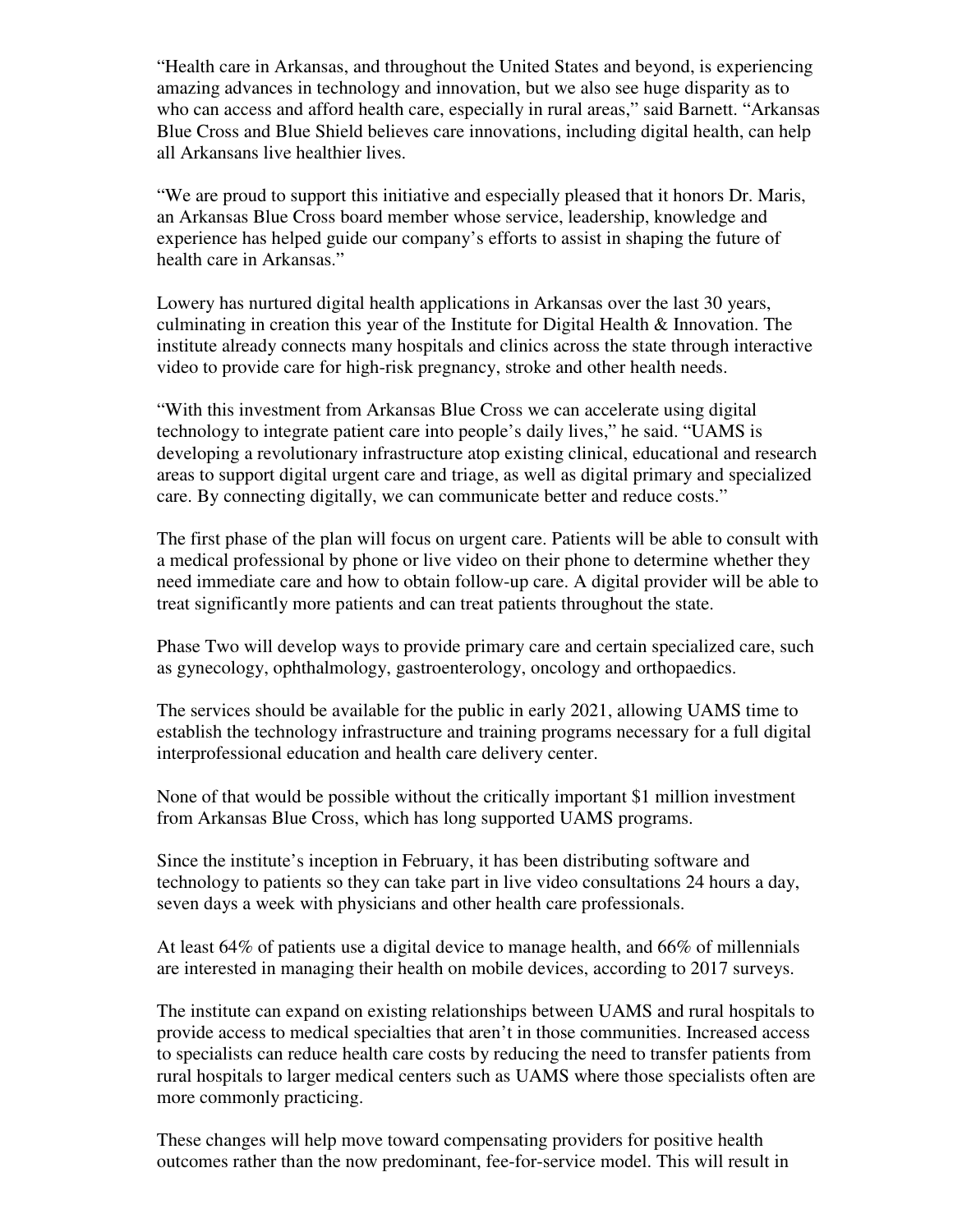"Health care in Arkansas, and throughout the United States and beyond, is experiencing amazing advances in technology and innovation, but we also see huge disparity as to who can access and afford health care, especially in rural areas," said Barnett. "Arkansas Blue Cross and Blue Shield believes care innovations, including digital health, can help all Arkansans live healthier lives.

"We are proud to support this initiative and especially pleased that it honors Dr. Maris, an Arkansas Blue Cross board member whose service, leadership, knowledge and experience has helped guide our company's efforts to assist in shaping the future of health care in Arkansas."

Lowery has nurtured digital health applications in Arkansas over the last 30 years, culminating in creation this year of the Institute for Digital Health & Innovation. The institute already connects many hospitals and clinics across the state through interactive video to provide care for high-risk pregnancy, stroke and other health needs.

"With this investment from Arkansas Blue Cross we can accelerate using digital technology to integrate patient care into people's daily lives," he said. "UAMS is developing a revolutionary infrastructure atop existing clinical, educational and research areas to support digital urgent care and triage, as well as digital primary and specialized care. By connecting digitally, we can communicate better and reduce costs."

The first phase of the plan will focus on urgent care. Patients will be able to consult with a medical professional by phone or live video on their phone to determine whether they need immediate care and how to obtain follow-up care. A digital provider will be able to treat significantly more patients and can treat patients throughout the state.

Phase Two will develop ways to provide primary care and certain specialized care, such as gynecology, ophthalmology, gastroenterology, oncology and orthopaedics.

The services should be available for the public in early 2021, allowing UAMS time to establish the technology infrastructure and training programs necessary for a full digital interprofessional education and health care delivery center.

None of that would be possible without the critically important $1 million investment from Arkansas Blue Cross, which has long supported UAMS programs.

Since the institute's inception in February, it has been distributing software and technology to patients so they can take part in live video consultations 24 hours a day, seven days a week with physicians and other health care professionals.

At least 64% of patients use a digital device to manage health, and 66% of millennials are interested in managing their health on mobile devices, according to 2017 surveys.

The institute can expand on existing relationships between UAMS and rural hospitals to provide access to medical specialties that aren't in those communities. Increased access to specialists can reduce health care costs by reducing the need to transfer patients from rural hospitals to larger medical centers such as UAMS where those specialists often are more commonly practicing.

These changes will help move toward compensating providers for positive health outcomes rather than the now predominant, fee-for-service model. This will result in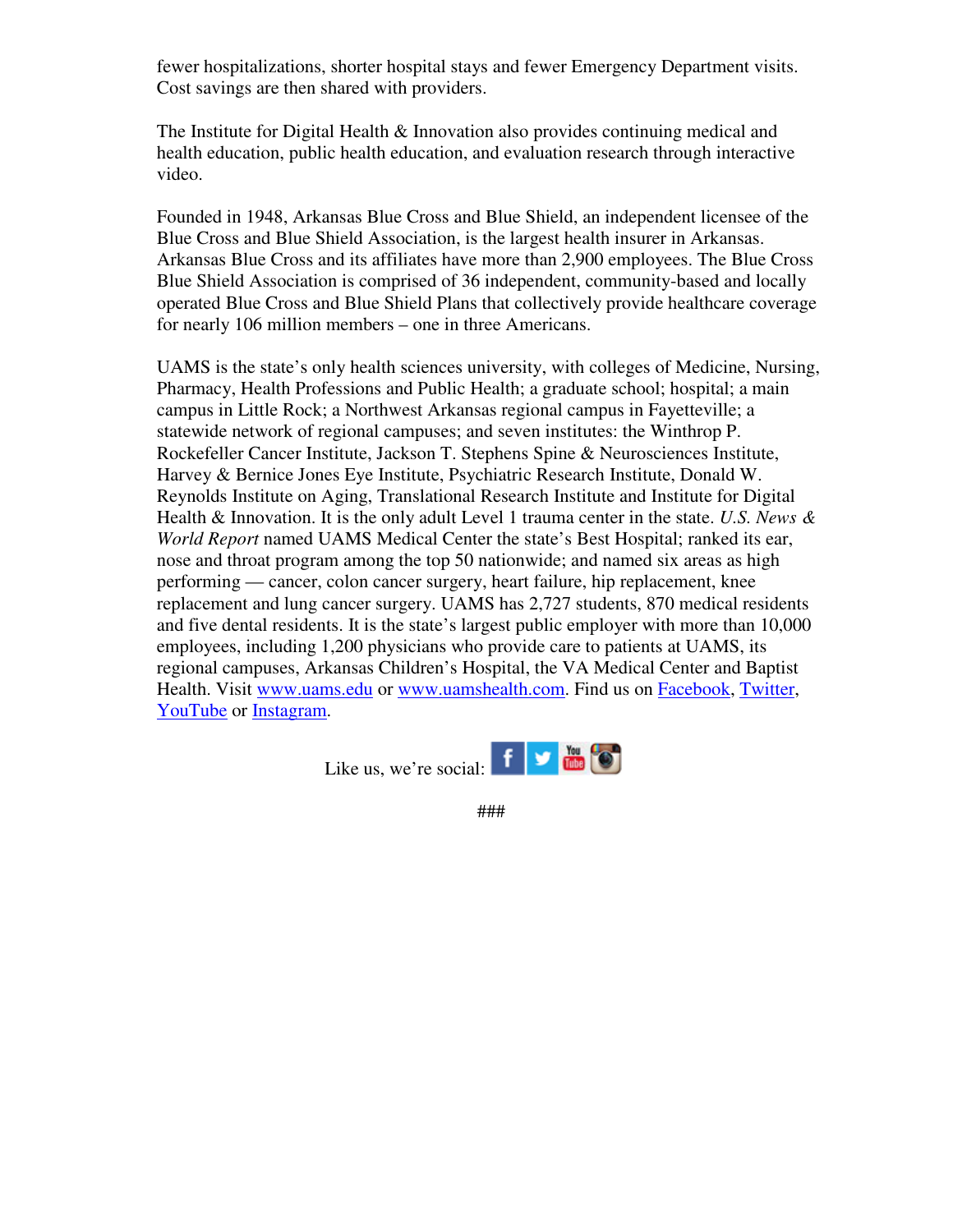fewer hospitalizations, shorter hospital stays and fewer Emergency Department visits. Cost savings are then shared with providers.

The Institute for Digital Health & Innovation also provides continuing medical and health education, public health education, and evaluation research through interactive video.

Founded in 1948, Arkansas Blue Cross and Blue Shield, an independent licensee of the Blue Cross and Blue Shield Association, is the largest health insurer in Arkansas. Arkansas Blue Cross and its affiliates have more than 2,900 employees. The Blue Cross Blue Shield Association is comprised of 36 independent, community-based and locally operated Blue Cross and Blue Shield Plans that collectively provide healthcare coverage for nearly 106 million members – one in three Americans.

UAMS is the state's only health sciences university, with colleges of Medicine, Nursing, Pharmacy, Health Professions and Public Health; a graduate school; hospital; a main campus in Little Rock; a Northwest Arkansas regional campus in Fayetteville; a statewide network of regional campuses; and seven institutes: the Winthrop P. Rockefeller Cancer Institute, Jackson T. Stephens Spine & Neurosciences Institute, Harvey & Bernice Jones Eye Institute, Psychiatric Research Institute, Donald W. Reynolds Institute on Aging, Translational Research Institute and Institute for Digital Health & Innovation. It is the only adult Level 1 trauma center in the state. *U.S. News & World Report* named UAMS Medical Center the state's Best Hospital; ranked its ear, nose and throat program among the top 50 nationwide; and named six areas as high performing — cancer, colon cancer surgery, heart failure, hip replacement, knee replacement and lung cancer surgery. UAMS has 2,727 students, 870 medical residents and five dental residents. It is the state's largest public employer with more than 10,000 employees, including 1,200 physicians who provide care to patients at UAMS, its regional campuses, Arkansas Children's Hospital, the VA Medical Center and Baptist Health. Visit www.uams.edu or www.uamshealth.com. Find us on Facebook, Twitter, YouTube or Instagram.

Like us, we're social:

###